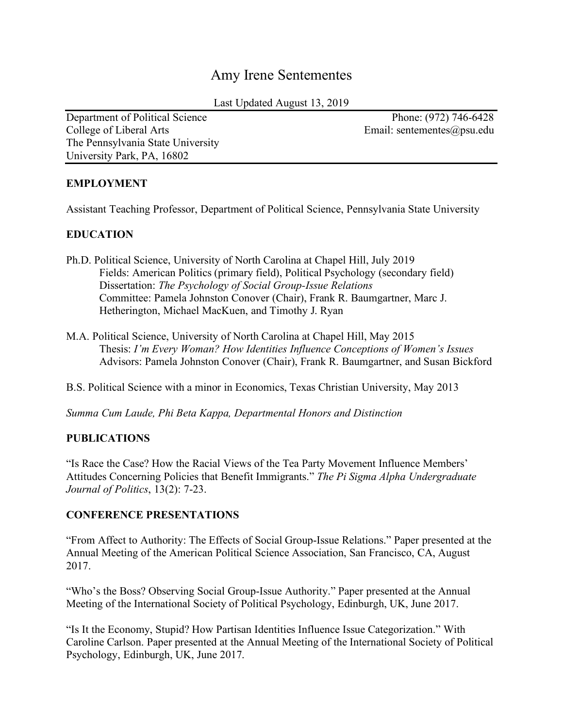# Amy Irene Sentementes

Last Updated August 13, 2019

Department of Political Science
College of Liberal Arts
The Pennsylvania State University
University Park, PA, 16802

Phone: (972) 746-6428
Email: sentementes@psu.edu

## EMPLOYMENT

Assistant Teaching Professor, Department of Political Science, Pennsylvania State University

## EDUCATION

Ph.D. Political Science, University of North Carolina at Chapel Hill, July 2019
Fields: American Politics (primary field), Political Psychology (secondary field)
Dissertation: *The Psychology of Social Group-Issue Relations*
Committee: Pamela Johnston Conover (Chair), Frank R. Baumgartner, Marc J. Hetherington, Michael MacKuen, and Timothy J. Ryan

M.A. Political Science, University of North Carolina at Chapel Hill, May 2015
Thesis: *I'm Every Woman? How Identities Influence Conceptions of Women's Issues*
Advisors: Pamela Johnston Conover (Chair), Frank R. Baumgartner, and Susan Bickford

B.S. Political Science with a minor in Economics, Texas Christian University, May 2013

*Summa Cum Laude, Phi Beta Kappa, Departmental Honors and Distinction*

## PUBLICATIONS

"Is Race the Case? How the Racial Views of the Tea Party Movement Influence Members' Attitudes Concerning Policies that Benefit Immigrants." *The Pi Sigma Alpha Undergraduate Journal of Politics*, 13(2): 7-23.

## CONFERENCE PRESENTATIONS

"From Affect to Authority: The Effects of Social Group-Issue Relations." Paper presented at the Annual Meeting of the American Political Science Association, San Francisco, CA, August 2017.

"Who's the Boss? Observing Social Group-Issue Authority." Paper presented at the Annual Meeting of the International Society of Political Psychology, Edinburgh, UK, June 2017.

"Is It the Economy, Stupid? How Partisan Identities Influence Issue Categorization." With Caroline Carlson. Paper presented at the Annual Meeting of the International Society of Political Psychology, Edinburgh, UK, June 2017.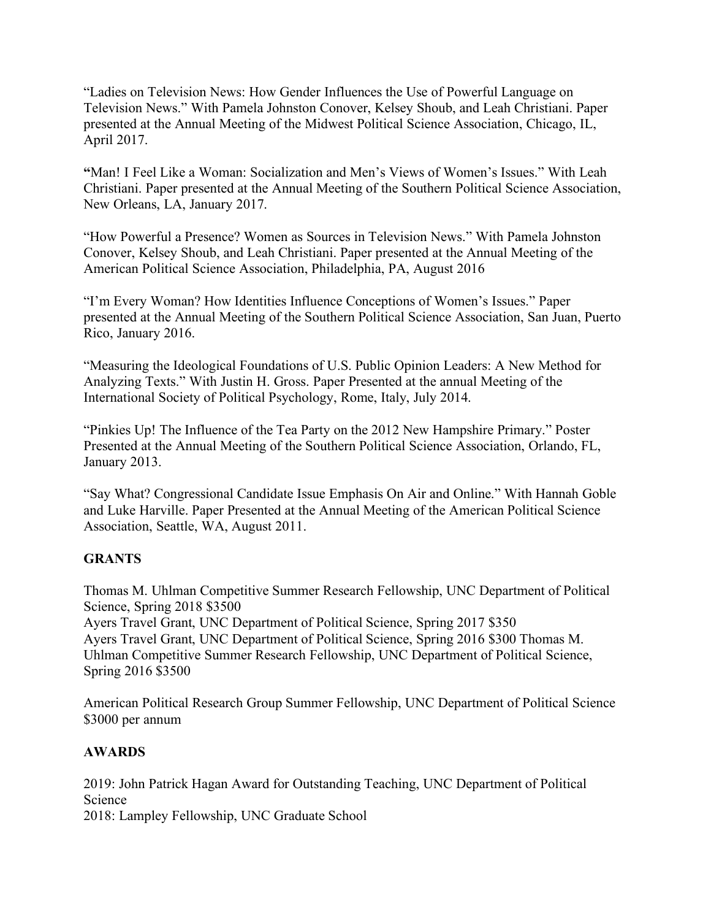"Ladies on Television News: How Gender Influences the Use of Powerful Language on Television News." With Pamela Johnston Conover, Kelsey Shoub, and Leah Christiani. Paper presented at the Annual Meeting of the Midwest Political Science Association, Chicago, IL, April 2017.

**"**Man! I Feel Like a Woman: Socialization and Men's Views of Women's Issues." With Leah Christiani. Paper presented at the Annual Meeting of the Southern Political Science Association, New Orleans, LA, January 2017.

"How Powerful a Presence? Women as Sources in Television News." With Pamela Johnston Conover, Kelsey Shoub, and Leah Christiani. Paper presented at the Annual Meeting of the American Political Science Association, Philadelphia, PA, August 2016

"I'm Every Woman? How Identities Influence Conceptions of Women's Issues." Paper presented at the Annual Meeting of the Southern Political Science Association, San Juan, Puerto Rico, January 2016.

"Measuring the Ideological Foundations of U.S. Public Opinion Leaders: A New Method for Analyzing Texts." With Justin H. Gross. Paper Presented at the annual Meeting of the International Society of Political Psychology, Rome, Italy, July 2014.

"Pinkies Up! The Influence of the Tea Party on the 2012 New Hampshire Primary." Poster Presented at the Annual Meeting of the Southern Political Science Association, Orlando, FL, January 2013.

"Say What? Congressional Candidate Issue Emphasis On Air and Online." With Hannah Goble and Luke Harville. Paper Presented at the Annual Meeting of the American Political Science Association, Seattle, WA, August 2011.

## GRANTS

Thomas M. Uhlman Competitive Summer Research Fellowship, UNC Department of Political Science, Spring 2018 $3500
Ayers Travel Grant, UNC Department of Political Science, Spring 2017 $350
Ayers Travel Grant, UNC Department of Political Science, Spring 2016 $300 Thomas M. Uhlman Competitive Summer Research Fellowship, UNC Department of Political Science, Spring 2016 $3500

American Political Research Group Summer Fellowship, UNC Department of Political Science $3000 per annum

## AWARDS

2019: John Patrick Hagan Award for Outstanding Teaching, UNC Department of Political Science
2018: Lampley Fellowship, UNC Graduate School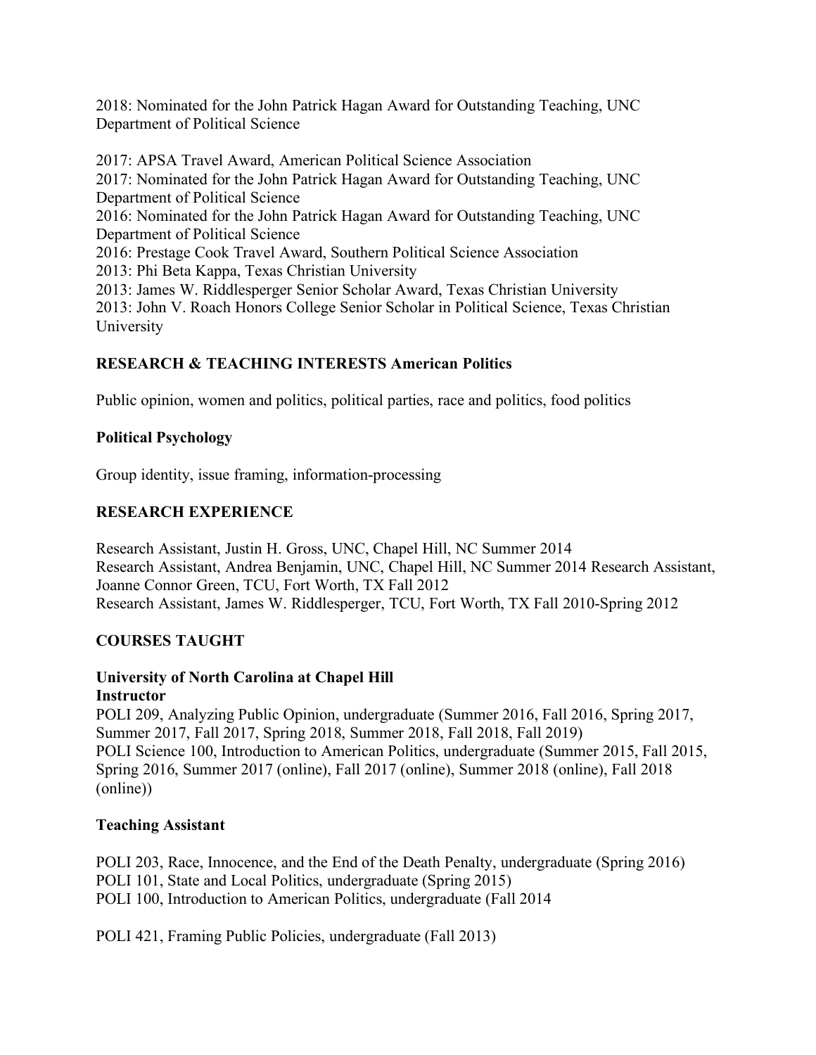2018: Nominated for the John Patrick Hagan Award for Outstanding Teaching, UNC Department of Political Science

2017: APSA Travel Award, American Political Science Association
2017: Nominated for the John Patrick Hagan Award for Outstanding Teaching, UNC Department of Political Science
2016: Nominated for the John Patrick Hagan Award for Outstanding Teaching, UNC Department of Political Science
2016: Prestage Cook Travel Award, Southern Political Science Association
2013: Phi Beta Kappa, Texas Christian University
2013: James W. Riddlesperger Senior Scholar Award, Texas Christian University
2013: John V. Roach Honors College Senior Scholar in Political Science, Texas Christian University

## RESEARCH & TEACHING INTERESTS American Politics

Public opinion, women and politics, political parties, race and politics, food politics

### Political Psychology

Group identity, issue framing, information-processing

## RESEARCH EXPERIENCE

Research Assistant, Justin H. Gross, UNC, Chapel Hill, NC Summer 2014
Research Assistant, Andrea Benjamin, UNC, Chapel Hill, NC Summer 2014 Research Assistant, Joanne Connor Green, TCU, Fort Worth, TX Fall 2012
Research Assistant, James W. Riddlesperger, TCU, Fort Worth, TX Fall 2010-Spring 2012

## COURSES TAUGHT

### University of North Carolina at Chapel Hill

**Instructor**

POLI 209, Analyzing Public Opinion, undergraduate (Summer 2016, Fall 2016, Spring 2017, Summer 2017, Fall 2017, Spring 2018, Summer 2018, Fall 2018, Fall 2019)
POLI Science 100, Introduction to American Politics, undergraduate (Summer 2015, Fall 2015, Spring 2016, Summer 2017 (online), Fall 2017 (online), Summer 2018 (online), Fall 2018 (online))

### Teaching Assistant

POLI 203, Race, Innocence, and the End of the Death Penalty, undergraduate (Spring 2016)
POLI 101, State and Local Politics, undergraduate (Spring 2015)
POLI 100, Introduction to American Politics, undergraduate (Fall 2014

POLI 421, Framing Public Policies, undergraduate (Fall 2013)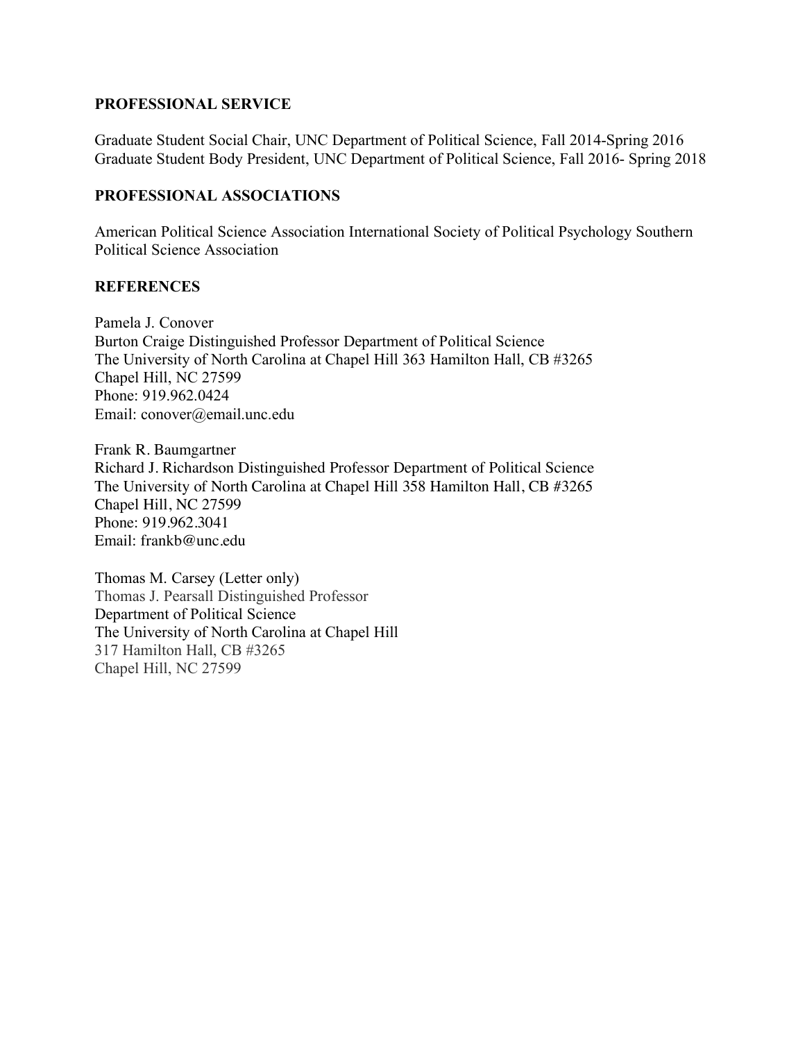**PROFESSIONAL SERVICE**

Graduate Student Social Chair, UNC Department of Political Science, Fall 2014-Spring 2016
Graduate Student Body President, UNC Department of Political Science, Fall 2016- Spring 2018

**PROFESSIONAL ASSOCIATIONS**

American Political Science Association International Society of Political Psychology Southern Political Science Association

**REFERENCES**

Pamela J. Conover
Burton Craige Distinguished Professor Department of Political Science
The University of North Carolina at Chapel Hill 363 Hamilton Hall, CB #3265
Chapel Hill, NC 27599
Phone: 919.962.0424
Email: conover@email.unc.edu

Frank R. Baumgartner
Richard J. Richardson Distinguished Professor Department of Political Science
The University of North Carolina at Chapel Hill 358 Hamilton Hall, CB #3265
Chapel Hill, NC 27599
Phone: 919.962.3041
Email: frankb@unc.edu

Thomas M. Carsey (Letter only)
Thomas J. Pearsall Distinguished Professor
Department of Political Science
The University of North Carolina at Chapel Hill
317 Hamilton Hall, CB #3265
Chapel Hill, NC 27599